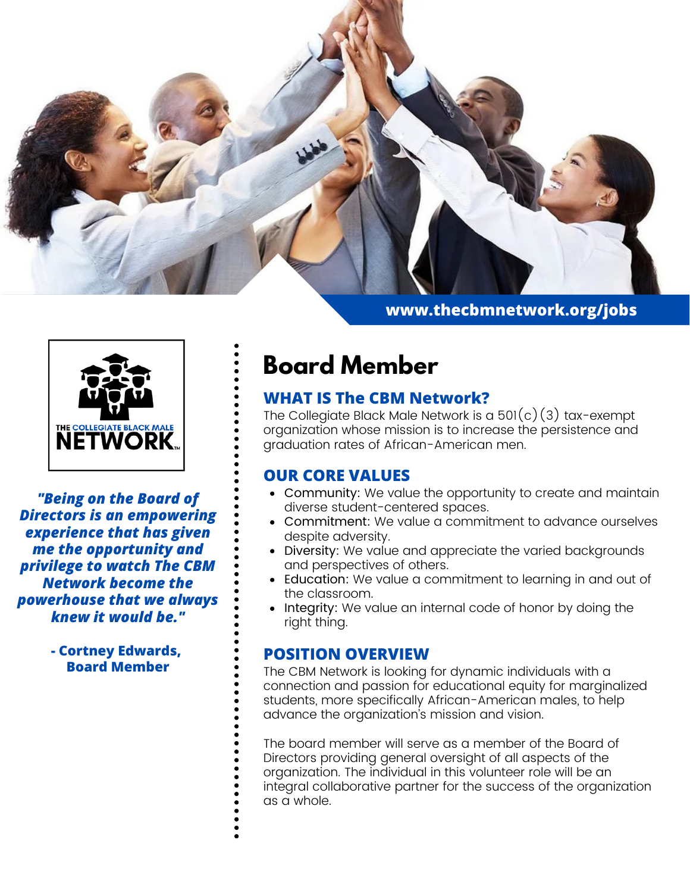www.thecbmnetwork.org/jobs

THE COLLEGIATE BLACK MALE NETWORK™

***"Being on the Board of Directors is an empowering experience that has given me the opportunity and privilege to watch The CBM Network become the powerhouse that we always knew it would be."***

**- Cortney Edwards, Board Member**

# Board Member

## WHAT IS The CBM Network?

The Collegiate Black Male Network is a 501(c)(3) tax-exempt organization whose mission is to increase the persistence and graduation rates of African-American men.

## OUR CORE VALUES

- Community: We value the opportunity to create and maintain diverse student-centered spaces.
- Commitment: We value a commitment to advance ourselves despite adversity.
- Diversity: We value and appreciate the varied backgrounds and perspectives of others.
- Education: We value a commitment to learning in and out of the classroom.
- Integrity: We value an internal code of honor by doing the right thing.

## POSITION OVERVIEW

The CBM Network is looking for dynamic individuals with a connection and passion for educational equity for marginalized students, more specifically African-American males, to help advance the organization's mission and vision.

The board member will serve as a member of the Board of Directors providing general oversight of all aspects of the organization. The individual in this volunteer role will be an integral collaborative partner for the success of the organization as a whole.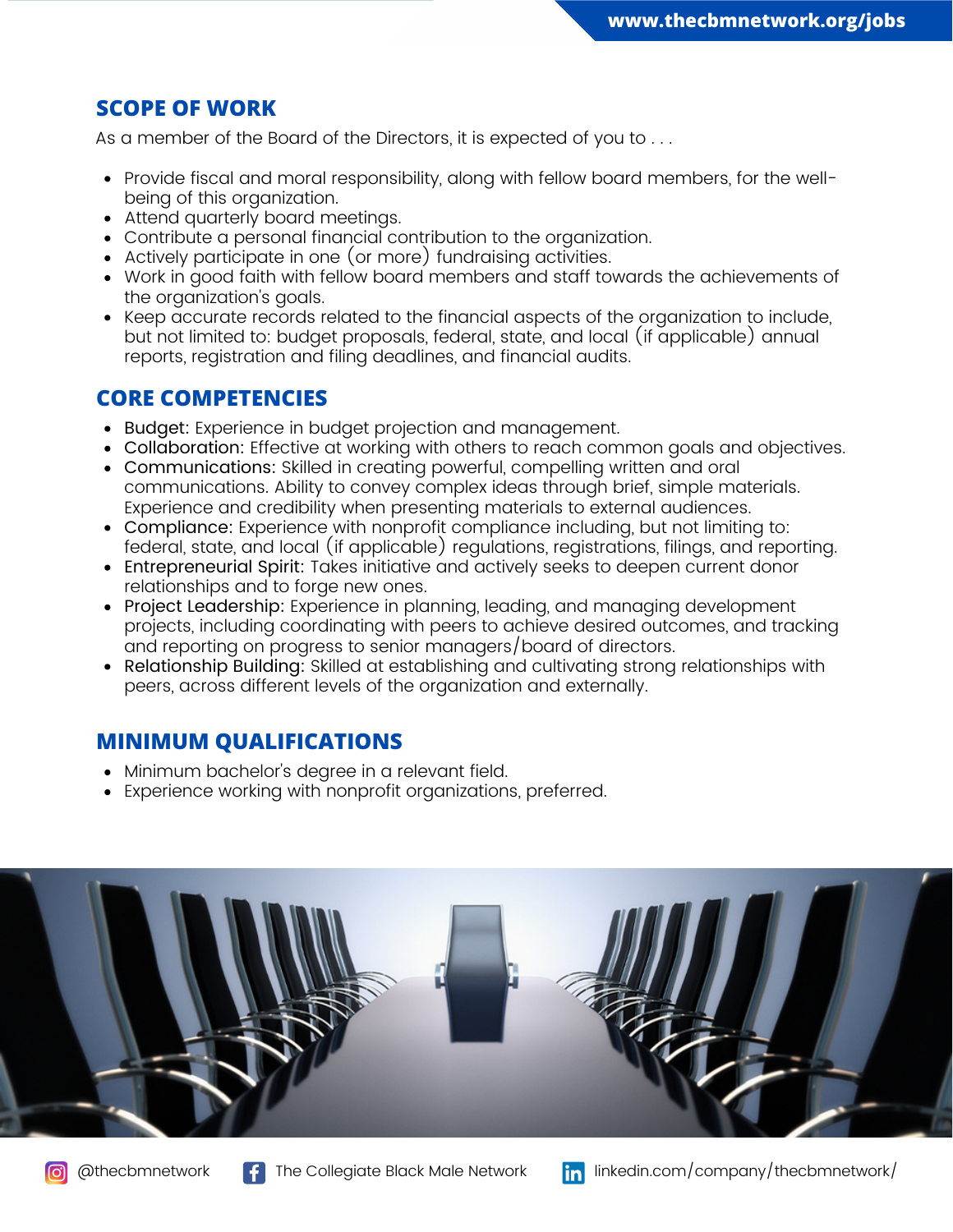## SCOPE OF WORK

As a member of the Board of the Directors, it is expected of you to . . .

- Provide fiscal and moral responsibility, along with fellow board members, for the well-being of this organization.
- Attend quarterly board meetings.
- Contribute a personal financial contribution to the organization.
- Actively participate in one (or more) fundraising activities.
- Work in good faith with fellow board members and staff towards the achievements of the organization's goals.
- Keep accurate records related to the financial aspects of the organization to include, but not limited to: budget proposals, federal, state, and local (if applicable) annual reports, registration and filing deadlines, and financial audits.

## CORE COMPETENCIES

- Budget: Experience in budget projection and management.
- Collaboration: Effective at working with others to reach common goals and objectives.
- Communications: Skilled in creating powerful, compelling written and oral communications. Ability to convey complex ideas through brief, simple materials. Experience and credibility when presenting materials to external audiences.
- Compliance: Experience with nonprofit compliance including, but not limiting to: federal, state, and local (if applicable) regulations, registrations, filings, and reporting.
- Entrepreneurial Spirit: Takes initiative and actively seeks to deepen current donor relationships and to forge new ones.
- Project Leadership: Experience in planning, leading, and managing development projects, including coordinating with peers to achieve desired outcomes, and tracking and reporting on progress to senior managers/board of directors.
- Relationship Building: Skilled at establishing and cultivating strong relationships with peers, across different levels of the organization and externally.

## MINIMUM QUALIFICATIONS

- Minimum bachelor's degree in a relevant field.
- Experience working with nonprofit organizations, preferred.

@thecbmnetwork    The Collegiate Black Male Network    linkedin.com/company/thecbmnetwork/